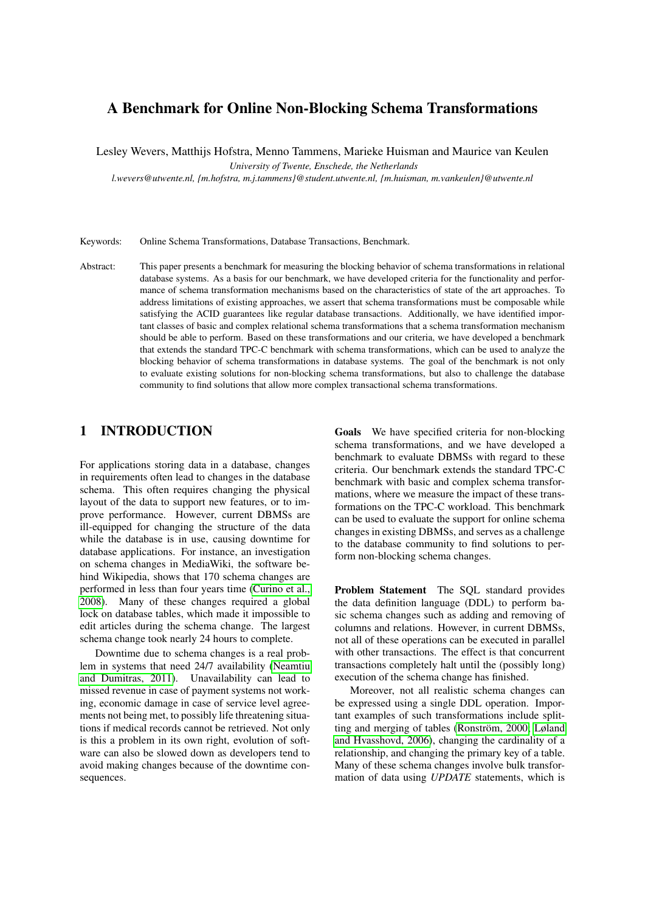# A Benchmark for Online Non-Blocking Schema Transformations

Lesley Wevers, Matthijs Hofstra, Menno Tammens, Marieke Huisman and Maurice van Keulen

*University of Twente, Enschede, the Netherlands*

*l.wevers@utwente.nl, {m.hofstra, m.j.tammens}@student.utwente.nl, {m.huisman, m.vankeulen}@utwente.nl*

Keywords: Online Schema Transformations, Database Transactions, Benchmark.

Abstract: This paper presents a benchmark for measuring the blocking behavior of schema transformations in relational database systems. As a basis for our benchmark, we have developed criteria for the functionality and performance of schema transformation mechanisms based on the characteristics of state of the art approaches. To address limitations of existing approaches, we assert that schema transformations must be composable while satisfying the ACID guarantees like regular database transactions. Additionally, we have identified important classes of basic and complex relational schema transformations that a schema transformation mechanism should be able to perform. Based on these transformations and our criteria, we have developed a benchmark that extends the standard TPC-C benchmark with schema transformations, which can be used to analyze the blocking behavior of schema transformations in database systems. The goal of the benchmark is not only to evaluate existing solutions for non-blocking schema transformations, but also to challenge the database community to find solutions that allow more complex transactional schema transformations.

## 1 INTRODUCTION

For applications storing data in a database, changes in requirements often lead to changes in the database schema. This often requires changing the physical layout of the data to support new features, or to improve performance. However, current DBMSs are ill-equipped for changing the structure of the data while the database is in use, causing downtime for database applications. For instance, an investigation on schema changes in MediaWiki, the software behind Wikipedia, shows that 170 schema changes are performed in less than four years time (Curino et al., 2008). Many of these changes required a global lock on database tables, which made it impossible to edit articles during the schema change. The largest schema change took nearly 24 hours to complete.

Downtime due to schema changes is a real problem in systems that need 24/7 availability (Neamtiu and Dumitras, 2011). Unavailability can lead to missed revenue in case of payment systems not working, economic damage in case of service level agreements not being met, to possibly life threatening situations if medical records cannot be retrieved. Not only is this a problem in its own right, evolution of software can also be slowed down as developers tend to avoid making changes because of the downtime consequences.

**Goals** We have specified criteria for non-blocking schema transformations, and we have developed a benchmark to evaluate DBMSs with regard to these criteria. Our benchmark extends the standard TPC-C benchmark with basic and complex schema transformations, where we measure the impact of these transformations on the TPC-C workload. This benchmark can be used to evaluate the support for online schema changes in existing DBMSs, and serves as a challenge to the database community to find solutions to perform non-blocking schema changes.

**Problem Statement** The SQL standard provides the data definition language (DDL) to perform basic schema changes such as adding and removing of columns and relations. However, in current DBMSs, not all of these operations can be executed in parallel with other transactions. The effect is that concurrent transactions completely halt until the (possibly long) execution of the schema change has finished.

Moreover, not all realistic schema changes can be expressed using a single DDL operation. Important examples of such transformations include splitting and merging of tables (Ronström, 2000; Løland and Hvasshovd, 2006), changing the cardinality of a relationship, and changing the primary key of a table. Many of these schema changes involve bulk transformation of data using *UPDATE* statements, which is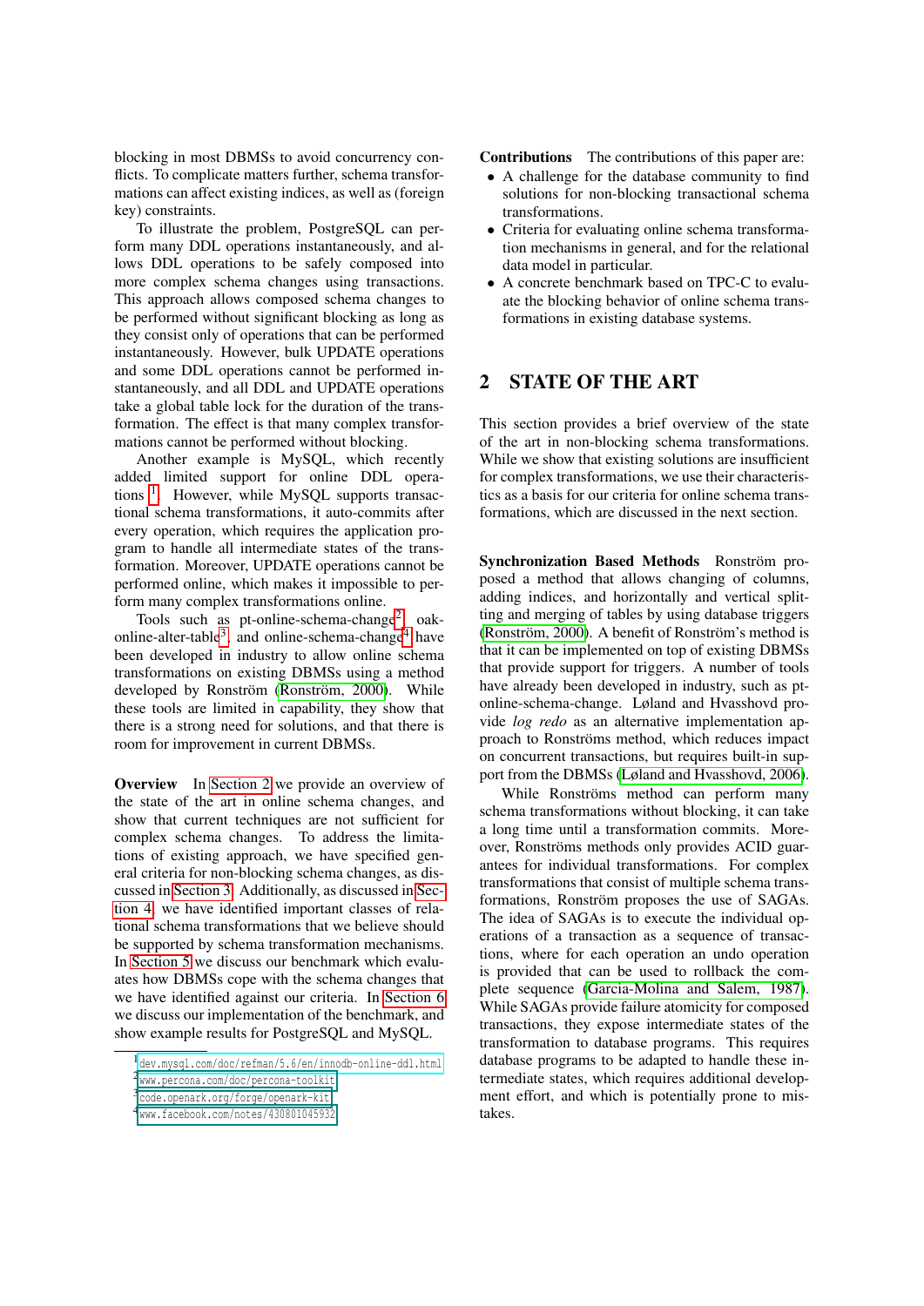blocking in most DBMSs to avoid concurrency conflicts. To complicate matters further, schema transformations can affect existing indices, as well as (foreign key) constraints.

To illustrate the problem, PostgreSQL can perform many DDL operations instantaneously, and allows DDL operations to be safely composed into more complex schema changes using transactions. This approach allows composed schema changes to be performed without significant blocking as long as they consist only of operations that can be performed instantaneously. However, bulk UPDATE operations and some DDL operations cannot be performed instantaneously, and all DDL and UPDATE operations take a global table lock for the duration of the transformation. The effect is that many complex transformations cannot be performed without blocking.

Another example is MySQL, which recently added limited support for online DDL operations [1]. However, while MySQL supports transactional schema transformations, it auto-commits after every operation, which requires the application program to handle all intermediate states of the transformation. Moreover, UPDATE operations cannot be performed online, which makes it impossible to perform many complex transformations online.

Tools such as pt-online-schema-change[2], oak-online-alter-table[3], and online-schema-change[4] have been developed in industry to allow online schema transformations on existing DBMSs using a method developed by Ronström (Ronström, 2000). While these tools are limited in capability, they show that there is a strong need for solutions, and that there is room for improvement in current DBMSs.

**Overview** In Section 2 we provide an overview of the state of the art in online schema changes, and show that current techniques are not sufficient for complex schema changes. To address the limitations of existing approach, we have specified general criteria for non-blocking schema changes, as discussed in Section 3. Additionally, as discussed in Section 4, we have identified important classes of relational schema transformations that we believe should be supported by schema transformation mechanisms. In Section 5 we discuss our benchmark which evaluates how DBMSs cope with the schema changes that we have identified against our criteria. In Section 6 we discuss our implementation of the benchmark, and show example results for PostgreSQL and MySQL.

[1] dev.mysql.com/doc/refman/5.6/en/innodb-online-ddl.html

[2] www.percona.com/doc/percona-toolkit

[3] code.openark.org/forge/openark-kit

[4] www.facebook.com/notes/430801045932

**Contributions** The contributions of this paper are:

- A challenge for the database community to find solutions for non-blocking transactional schema transformations.
- Criteria for evaluating online schema transformation mechanisms in general, and for the relational data model in particular.
- A concrete benchmark based on TPC-C to evaluate the blocking behavior of online schema transformations in existing database systems.

## 2 STATE OF THE ART

This section provides a brief overview of the state of the art in non-blocking schema transformations. While we show that existing solutions are insufficient for complex transformations, we use their characteristics as a basis for our criteria for online schema transformations, which are discussed in the next section.

**Synchronization Based Methods** Ronström proposed a method that allows changing of columns, adding indices, and horizontally and vertical splitting and merging of tables by using database triggers (Ronström, 2000). A benefit of Ronström's method is that it can be implemented on top of existing DBMSs that provide support for triggers. A number of tools have already been developed in industry, such as pt-online-schema-change. Løland and Hvasshovd provide *log redo* as an alternative implementation approach to Ronströms method, which reduces impact on concurrent transactions, but requires built-in support from the DBMSs (Løland and Hvasshovd, 2006).

While Ronströms method can perform many schema transformations without blocking, it can take a long time until a transformation commits. Moreover, Ronströms methods only provides ACID guarantees for individual transformations. For complex transformations that consist of multiple schema transformations, Ronström proposes the use of SAGAs. The idea of SAGAs is to execute the individual operations of a transaction as a sequence of transactions, where for each operation an undo operation is provided that can be used to rollback the complete sequence (Garcia-Molina and Salem, 1987). While SAGAs provide failure atomicity for composed transactions, they expose intermediate states of the transformation to database programs. This requires database programs to be adapted to handle these intermediate states, which requires additional development effort, and which is potentially prone to mistakes.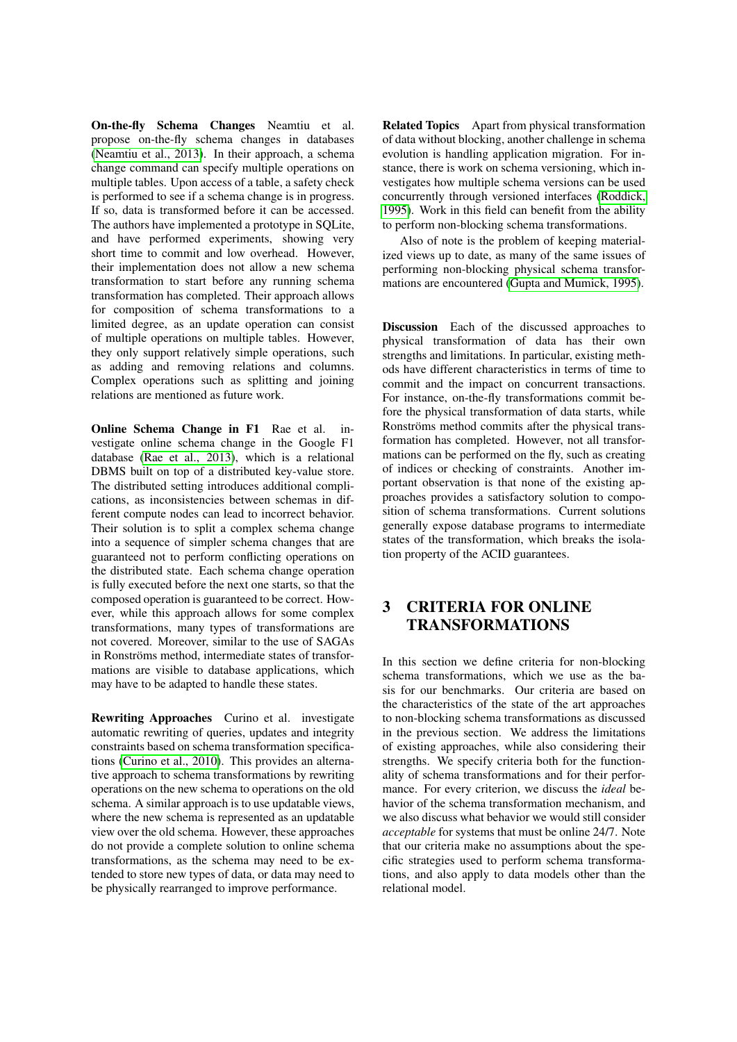**On-the-fly Schema Changes** Neamtiu et al. propose on-the-fly schema changes in databases (Neamtiu et al., 2013). In their approach, a schema change command can specify multiple operations on multiple tables. Upon access of a table, a safety check is performed to see if a schema change is in progress. If so, data is transformed before it can be accessed. The authors have implemented a prototype in SQLite, and have performed experiments, showing very short time to commit and low overhead. However, their implementation does not allow a new schema transformation to start before any running schema transformation has completed. Their approach allows for composition of schema transformations to a limited degree, as an update operation can consist of multiple operations on multiple tables. However, they only support relatively simple operations, such as adding and removing relations and columns. Complex operations such as splitting and joining relations are mentioned as future work.

**Online Schema Change in F1** Rae et al. investigate online schema change in the Google F1 database (Rae et al., 2013), which is a relational DBMS built on top of a distributed key-value store. The distributed setting introduces additional complications, as inconsistencies between schemas in different compute nodes can lead to incorrect behavior. Their solution is to split a complex schema change into a sequence of simpler schema changes that are guaranteed not to perform conflicting operations on the distributed state. Each schema change operation is fully executed before the next one starts, so that the composed operation is guaranteed to be correct. However, while this approach allows for some complex transformations, many types of transformations are not covered. Moreover, similar to the use of SAGAs in Ronströms method, intermediate states of transformations are visible to database applications, which may have to be adapted to handle these states.

**Rewriting Approaches** Curino et al. investigate automatic rewriting of queries, updates and integrity constraints based on schema transformation specifications (Curino et al., 2010). This provides an alternative approach to schema transformations by rewriting operations on the new schema to operations on the old schema. A similar approach is to use updatable views, where the new schema is represented as an updatable view over the old schema. However, these approaches do not provide a complete solution to online schema transformations, as the schema may need to be extended to store new types of data, or data may need to be physically rearranged to improve performance.

**Related Topics** Apart from physical transformation of data without blocking, another challenge in schema evolution is handling application migration. For instance, there is work on schema versioning, which investigates how multiple schema versions can be used concurrently through versioned interfaces (Roddick, 1995). Work in this field can benefit from the ability to perform non-blocking schema transformations.

Also of note is the problem of keeping materialized views up to date, as many of the same issues of performing non-blocking physical schema transformations are encountered (Gupta and Mumick, 1995).

**Discussion** Each of the discussed approaches to physical transformation of data has their own strengths and limitations. In particular, existing methods have different characteristics in terms of time to commit and the impact on concurrent transactions. For instance, on-the-fly transformations commit before the physical transformation of data starts, while Ronströms method commits after the physical transformation has completed. However, not all transformations can be performed on the fly, such as creating of indices or checking of constraints. Another important observation is that none of the existing approaches provides a satisfactory solution to composition of schema transformations. Current solutions generally expose database programs to intermediate states of the transformation, which breaks the isolation property of the ACID guarantees.

# 3 CRITERIA FOR ONLINE TRANSFORMATIONS

In this section we define criteria for non-blocking schema transformations, which we use as the basis for our benchmarks. Our criteria are based on the characteristics of the state of the art approaches to non-blocking schema transformations as discussed in the previous section. We address the limitations of existing approaches, while also considering their strengths. We specify criteria both for the functionality of schema transformations and for their performance. For every criterion, we discuss the *ideal* behavior of the schema transformation mechanism, and we also discuss what behavior we would still consider *acceptable* for systems that must be online 24/7. Note that our criteria make no assumptions about the specific strategies used to perform schema transformations, and also apply to data models other than the relational model.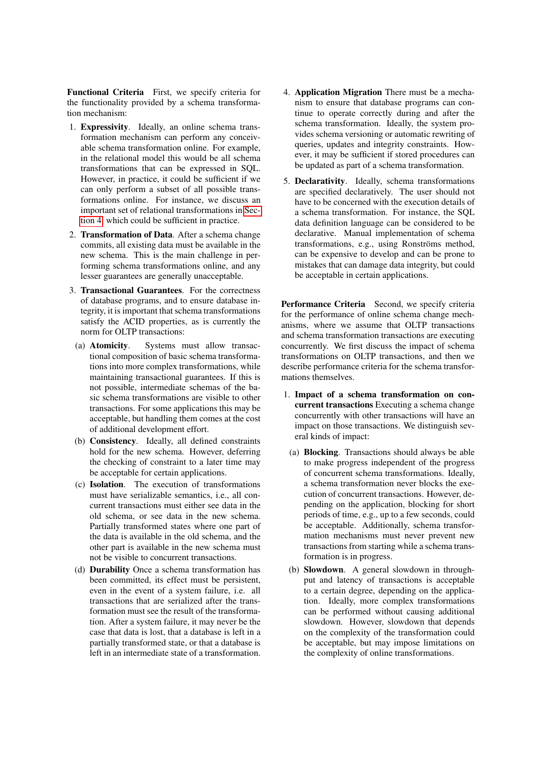**Functional Criteria** First, we specify criteria for the functionality provided by a schema transformation mechanism:

1. **Expressivity**. Ideally, an online schema transformation mechanism can perform any conceivable schema transformation online. For example, in the relational model this would be all schema transformations that can be expressed in SQL. However, in practice, it could be sufficient if we can only perform a subset of all possible transformations online. For instance, we discuss an important set of relational transformations in Section 4, which could be sufficient in practice.
2. **Transformation of Data**. After a schema change commits, all existing data must be available in the new schema. This is the main challenge in performing schema transformations online, and any lesser guarantees are generally unacceptable.
3. **Transactional Guarantees**. For the correctness of database programs, and to ensure database integrity, it is important that schema transformations satisfy the ACID properties, as is currently the norm for OLTP transactions:
   (a) **Atomicity**. Systems must allow transactional composition of basic schema transformations into more complex transformations, while maintaining transactional guarantees. If this is not possible, intermediate schemas of the basic schema transformations are visible to other transactions. For some applications this may be acceptable, but handling them comes at the cost of additional development effort.
   (b) **Consistency**. Ideally, all defined constraints hold for the new schema. However, deferring the checking of constraint to a later time may be acceptable for certain applications.
   (c) **Isolation**. The execution of transformations must have serializable semantics, i.e., all concurrent transactions must either see data in the old schema, or see data in the new schema. Partially transformed states where one part of the data is available in the old schema, and the other part is available in the new schema must not be visible to concurrent transactions.
   (d) **Durability** Once a schema transformation has been committed, its effect must be persistent, even in the event of a system failure, i.e. all transactions that are serialized after the transformation must see the result of the transformation. After a system failure, it may never be the case that data is lost, that a database is left in a partially transformed state, or that a database is left in an intermediate state of a transformation.
4. **Application Migration** There must be a mechanism to ensure that database programs can continue to operate correctly during and after the schema transformation. Ideally, the system provides schema versioning or automatic rewriting of queries, updates and integrity constraints. However, it may be sufficient if stored procedures can be updated as part of a schema transformation.
5. **Declarativity**. Ideally, schema transformations are specified declaratively. The user should not have to be concerned with the execution details of a schema transformation. For instance, the SQL data definition language can be considered to be declarative. Manual implementation of schema transformations, e.g., using Ronströms method, can be expensive to develop and can be prone to mistakes that can damage data integrity, but could be acceptable in certain applications.

**Performance Criteria** Second, we specify criteria for the performance of online schema change mechanisms, where we assume that OLTP transactions and schema transformation transactions are executing concurrently. We first discuss the impact of schema transformations on OLTP transactions, and then we describe performance criteria for the schema transformations themselves.

1. **Impact of a schema transformation on concurrent transactions** Executing a schema change concurrently with other transactions will have an impact on those transactions. We distinguish several kinds of impact:
   (a) **Blocking**. Transactions should always be able to make progress independent of the progress of concurrent schema transformations. Ideally, a schema transformation never blocks the execution of concurrent transactions. However, depending on the application, blocking for short periods of time, e.g., up to a few seconds, could be acceptable. Additionally, schema transformation mechanisms must never prevent new transactions from starting while a schema transformation is in progress.
   (b) **Slowdown**. A general slowdown in throughput and latency of transactions is acceptable to a certain degree, depending on the application. Ideally, more complex transformations can be performed without causing additional slowdown. However, slowdown that depends on the complexity of the transformation could be acceptable, but may impose limitations on the complexity of online transformations.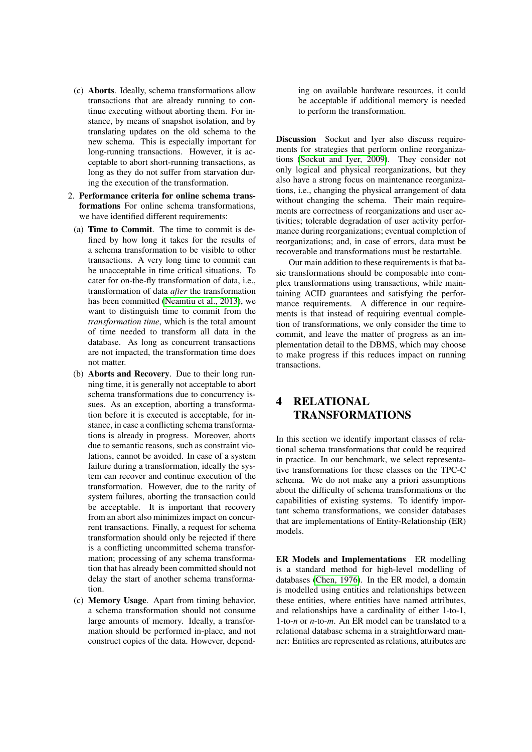(c) **Aborts**. Ideally, schema transformations allow transactions that are already running to continue executing without aborting them. For instance, by means of snapshot isolation, and by translating updates on the old schema to the new schema. This is especially important for long-running transactions. However, it is acceptable to abort short-running transactions, as long as they do not suffer from starvation during the execution of the transformation.

2. **Performance criteria for online schema transformations** For online schema transformations, we have identified different requirements:

(a) **Time to Commit**. The time to commit is defined by how long it takes for the results of a schema transformation to be visible to other transactions. A very long time to commit can be unacceptable in time critical situations. To cater for on-the-fly transformation of data, i.e., transformation of data *after* the transformation has been committed (Neamtiu et al., 2013), we want to distinguish time to commit from the *transformation time*, which is the total amount of time needed to transform all data in the database. As long as concurrent transactions are not impacted, the transformation time does not matter.

(b) **Aborts and Recovery**. Due to their long running time, it is generally not acceptable to abort schema transformations due to concurrency issues. As an exception, aborting a transformation before it is executed is acceptable, for instance, in case a conflicting schema transformations is already in progress. Moreover, aborts due to semantic reasons, such as constraint violations, cannot be avoided. In case of a system failure during a transformation, ideally the system can recover and continue execution of the transformation. However, due to the rarity of system failures, aborting the transaction could be acceptable. It is important that recovery from an abort also minimizes impact on concurrent transactions. Finally, a request for schema transformation should only be rejected if there is a conflicting uncommitted schema transformation; processing of any schema transformation that has already been committed should not delay the start of another schema transformation.

(c) **Memory Usage**. Apart from timing behavior, a schema transformation should not consume large amounts of memory. Ideally, a transformation should be performed in-place, and not construct copies of the data. However, depending on available hardware resources, it could be acceptable if additional memory is needed to perform the transformation.

**Discussion** Sockut and Iyer also discuss requirements for strategies that perform online reorganizations (Sockut and Iyer, 2009). They consider not only logical and physical reorganizations, but they also have a strong focus on maintenance reorganizations, i.e., changing the physical arrangement of data without changing the schema. Their main requirements are correctness of reorganizations and user activities; tolerable degradation of user activity performance during reorganizations; eventual completion of reorganizations; and, in case of errors, data must be recoverable and transformations must be restartable.

Our main addition to these requirements is that basic transformations should be composable into complex transformations using transactions, while maintaining ACID guarantees and satisfying the performance requirements. A difference in our requirements is that instead of requiring eventual completion of transformations, we only consider the time to commit, and leave the matter of progress as an implementation detail to the DBMS, which may choose to make progress if this reduces impact on running transactions.

# 4 RELATIONAL TRANSFORMATIONS

In this section we identify important classes of relational schema transformations that could be required in practice. In our benchmark, we select representative transformations for these classes on the TPC-C schema. We do not make any a priori assumptions about the difficulty of schema transformations or the capabilities of existing systems. To identify important schema transformations, we consider databases that are implementations of Entity-Relationship (ER) models.

**ER Models and Implementations** ER modelling is a standard method for high-level modelling of databases (Chen, 1976). In the ER model, a domain is modelled using entities and relationships between these entities, where entities have named attributes, and relationships have a cardinality of either 1-to-1, 1-to-*n* or *n*-to-*m*. An ER model can be translated to a relational database schema in a straightforward manner: Entities are represented as relations, attributes are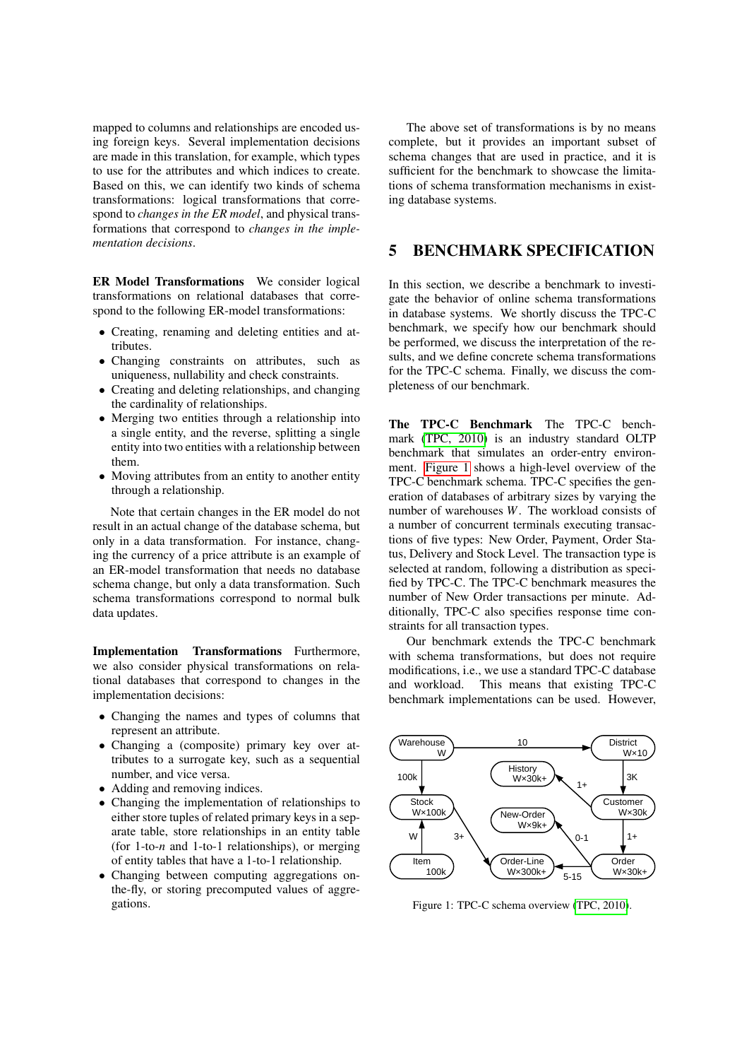mapped to columns and relationships are encoded using foreign keys. Several implementation decisions are made in this translation, for example, which types to use for the attributes and which indices to create. Based on this, we can identify two kinds of schema transformations: logical transformations that correspond to *changes in the ER model*, and physical transformations that correspond to *changes in the implementation decisions*.

**ER Model Transformations** We consider logical transformations on relational databases that correspond to the following ER-model transformations:

- Creating, renaming and deleting entities and attributes.
- Changing constraints on attributes, such as uniqueness, nullability and check constraints.
- Creating and deleting relationships, and changing the cardinality of relationships.
- Merging two entities through a relationship into a single entity, and the reverse, splitting a single entity into two entities with a relationship between them.
- Moving attributes from an entity to another entity through a relationship.

Note that certain changes in the ER model do not result in an actual change of the database schema, but only in a data transformation. For instance, changing the currency of a price attribute is an example of an ER-model transformation that needs no database schema change, but only a data transformation. Such schema transformations correspond to normal bulk data updates.

**Implementation Transformations** Furthermore, we also consider physical transformations on relational databases that correspond to changes in the implementation decisions:

- Changing the names and types of columns that represent an attribute.
- Changing a (composite) primary key over attributes to a surrogate key, such as a sequential number, and vice versa.
- Adding and removing indices.
- Changing the implementation of relationships to either store tuples of related primary keys in a separate table, store relationships in an entity table (for 1-to-*n* and 1-to-1 relationships), or merging of entity tables that have a 1-to-1 relationship.
- Changing between computing aggregations on-the-fly, or storing precomputed values of aggregations.

The above set of transformations is by no means complete, but it provides an important subset of schema changes that are used in practice, and it is sufficient for the benchmark to showcase the limitations of schema transformation mechanisms in existing database systems.

## 5 BENCHMARK SPECIFICATION

In this section, we describe a benchmark to investigate the behavior of online schema transformations in database systems. We shortly discuss the TPC-C benchmark, we specify how our benchmark should be performed, we discuss the interpretation of the results, and we define concrete schema transformations for the TPC-C schema. Finally, we discuss the completeness of our benchmark.

**The TPC-C Benchmark** The TPC-C benchmark (TPC, 2010) is an industry standard OLTP benchmark that simulates an order-entry environment. Figure 1 shows a high-level overview of the TPC-C benchmark schema. TPC-C specifies the generation of databases of arbitrary sizes by varying the number of warehouses $W$. The workload consists of a number of concurrent terminals executing transactions of five types: New Order, Payment, Order Status, Delivery and Stock Level. The transaction type is selected at random, following a distribution as specified by TPC-C. The TPC-C benchmark measures the number of New Order transactions per minute. Additionally, TPC-C also specifies response time constraints for all transaction types.

Our benchmark extends the TPC-C benchmark with schema transformations, but does not require modifications, i.e., we use a standard TPC-C database and workload. This means that existing TPC-C benchmark implementations can be used. However,

Figure 1: TPC-C schema overview (TPC, 2010).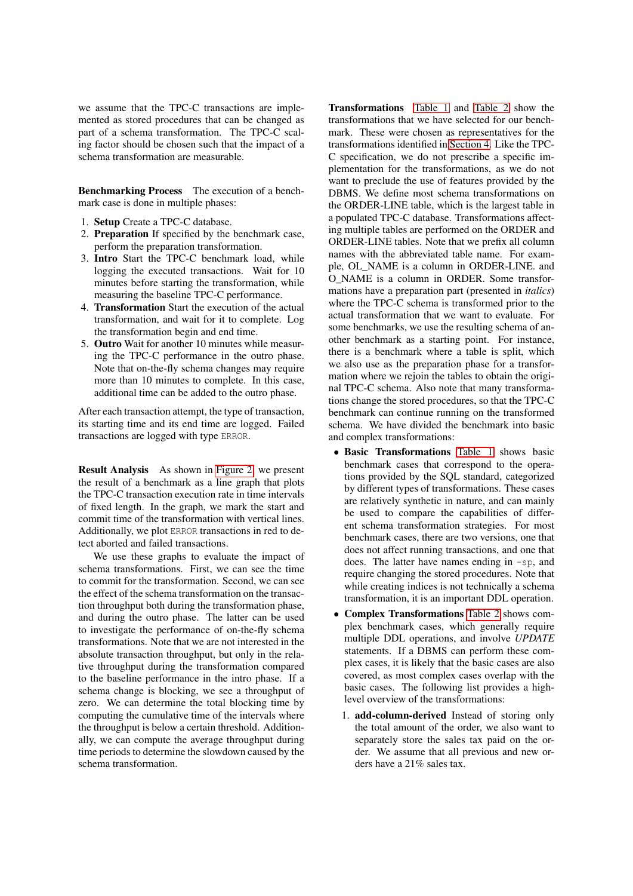we assume that the TPC-C transactions are implemented as stored procedures that can be changed as part of a schema transformation. The TPC-C scaling factor should be chosen such that the impact of a schema transformation are measurable.

**Benchmarking Process** The execution of a benchmark case is done in multiple phases:

1. **Setup** Create a TPC-C database.
2. **Preparation** If specified by the benchmark case, perform the preparation transformation.
3. **Intro** Start the TPC-C benchmark load, while logging the executed transactions. Wait for 10 minutes before starting the transformation, while measuring the baseline TPC-C performance.
4. **Transformation** Start the execution of the actual transformation, and wait for it to complete. Log the transformation begin and end time.
5. **Outro** Wait for another 10 minutes while measuring the TPC-C performance in the outro phase. Note that on-the-fly schema changes may require more than 10 minutes to complete. In this case, additional time can be added to the outro phase.

After each transaction attempt, the type of transaction, its starting time and its end time are logged. Failed transactions are logged with type `ERROR`.

**Result Analysis** As shown in Figure 2, we present the result of a benchmark as a line graph that plots the TPC-C transaction execution rate in time intervals of fixed length. In the graph, we mark the start and commit time of the transformation with vertical lines. Additionally, we plot `ERROR` transactions in red to detect aborted and failed transactions.

We use these graphs to evaluate the impact of schema transformations. First, we can see the time to commit for the transformation. Second, we can see the effect of the schema transformation on the transaction throughput both during the transformation phase, and during the outro phase. The latter can be used to investigate the performance of on-the-fly schema transformations. Note that we are not interested in the absolute transaction throughput, but only in the relative throughput during the transformation compared to the baseline performance in the intro phase. If a schema change is blocking, we see a throughput of zero. We can determine the total blocking time by computing the cumulative time of the intervals where the throughput is below a certain threshold. Additionally, we can compute the average throughput during time periods to determine the slowdown caused by the schema transformation.

**Transformations** Table 1 and Table 2 show the transformations that we have selected for our benchmark. These were chosen as representatives for the transformations identified in Section 4. Like the TPC-C specification, we do not prescribe a specific implementation for the transformations, as we do not want to preclude the use of features provided by the DBMS. We define most schema transformations on the ORDER-LINE table, which is the largest table in a populated TPC-C database. Transformations affecting multiple tables are performed on the ORDER and ORDER-LINE tables. Note that we prefix all column names with the abbreviated table name. For example, OL_NAME is a column in ORDER-LINE. and O_NAME is a column in ORDER. Some transformations have a preparation part (presented in *italics*) where the TPC-C schema is transformed prior to the actual transformation that we want to evaluate. For some benchmarks, we use the resulting schema of another benchmark as a starting point. For instance, there is a benchmark where a table is split, which we also use as the preparation phase for a transformation where we rejoin the tables to obtain the original TPC-C schema. Also note that many transformations change the stored procedures, so that the TPC-C benchmark can continue running on the transformed schema. We have divided the benchmark into basic and complex transformations:

- **Basic Transformations** Table 1 shows basic benchmark cases that correspond to the operations provided by the SQL standard, categorized by different types of transformations. These cases are relatively synthetic in nature, and can mainly be used to compare the capabilities of different schema transformation strategies. For most benchmark cases, there are two versions, one that does not affect running transactions, and one that does. The latter have names ending in `-sp`, and require changing the stored procedures. Note that while creating indices is not technically a schema transformation, it is an important DDL operation.
- **Complex Transformations** Table 2 shows complex benchmark cases, which generally require multiple DDL operations, and involve *UPDATE* statements. If a DBMS can perform these complex cases, it is likely that the basic cases are also covered, as most complex cases overlap with the basic cases. The following list provides a high-level overview of the transformations:

  1. **add-column-derived** Instead of storing only the total amount of the order, we also want to separately store the sales tax paid on the order. We assume that all previous and new orders have a 21% sales tax.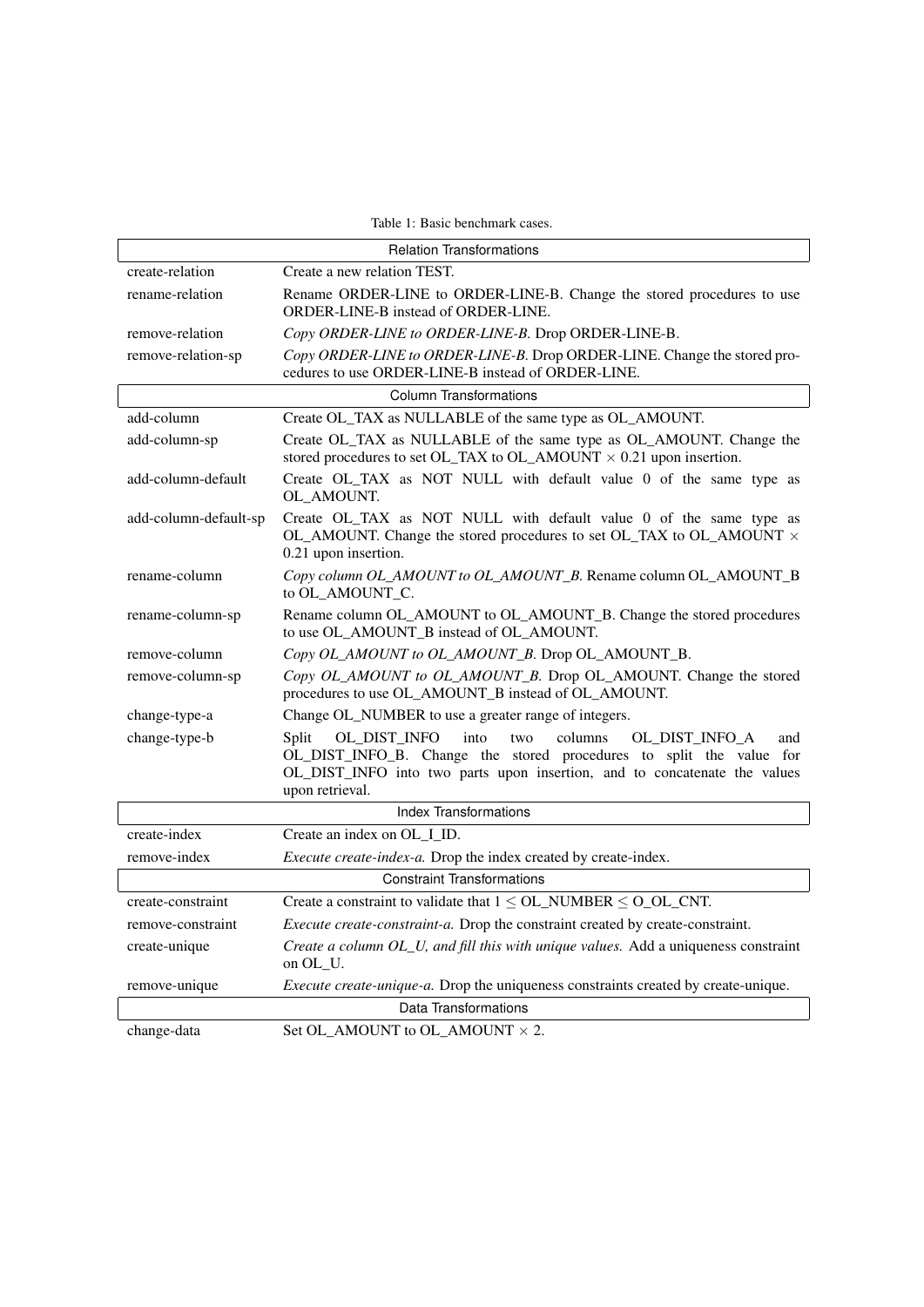Table 1: Basic benchmark cases.

| | |
|---|---|
| **Relation Transformations** | |
| create-relation | Create a new relation TEST. |
| rename-relation | Rename ORDER-LINE to ORDER-LINE-B. Change the stored procedures to use ORDER-LINE-B instead of ORDER-LINE. |
| remove-relation | *Copy ORDER-LINE to ORDER-LINE-B.* Drop ORDER-LINE-B. |
| remove-relation-sp | *Copy ORDER-LINE to ORDER-LINE-B.* Drop ORDER-LINE. Change the stored procedures to use ORDER-LINE-B instead of ORDER-LINE. |
| **Column Transformations** | |
| add-column | Create OL_TAX as NULLABLE of the same type as OL_AMOUNT. |
| add-column-sp | Create OL_TAX as NULLABLE of the same type as OL_AMOUNT. Change the stored procedures to set OL_TAX to OL_AMOUNT $\times$ 0.21 upon insertion. |
| add-column-default | Create OL_TAX as NOT NULL with default value 0 of the same type as OL_AMOUNT. |
| add-column-default-sp | Create OL_TAX as NOT NULL with default value 0 of the same type as OL_AMOUNT. Change the stored procedures to set OL_TAX to OL_AMOUNT $\times$ 0.21 upon insertion. |
| rename-column | *Copy column OL_AMOUNT to OL_AMOUNT_B.* Rename column OL_AMOUNT_B to OL_AMOUNT_C. |
| rename-column-sp | Rename column OL_AMOUNT to OL_AMOUNT_B. Change the stored procedures to use OL_AMOUNT_B instead of OL_AMOUNT. |
| remove-column | *Copy OL_AMOUNT to OL_AMOUNT_B.* Drop OL_AMOUNT_B. |
| remove-column-sp | *Copy OL_AMOUNT to OL_AMOUNT_B.* Drop OL_AMOUNT. Change the stored procedures to use OL_AMOUNT_B instead of OL_AMOUNT. |
| change-type-a | Change OL_NUMBER to use a greater range of integers. |
| change-type-b | Split OL_DIST_INFO into two columns OL_DIST_INFO_A and OL_DIST_INFO_B. Change the stored procedures to split the value for OL_DIST_INFO into two parts upon insertion, and to concatenate the values upon retrieval. |
| **Index Transformations** | |
| create-index | Create an index on OL_I_ID. |
| remove-index | *Execute create-index-a.* Drop the index created by create-index. |
| **Constraint Transformations** | |
| create-constraint | Create a constraint to validate that $1 \leq$ OL_NUMBER $\leq$ O_OL_CNT. |
| remove-constraint | *Execute create-constraint-a.* Drop the constraint created by create-constraint. |
| create-unique | *Create a column OL_U, and fill this with unique values.* Add a uniqueness constraint on OL_U. |
| remove-unique | *Execute create-unique-a.* Drop the uniqueness constraints created by create-unique. |
| **Data Transformations** | |
| change-data | Set OL_AMOUNT to OL_AMOUNT $\times$ 2. |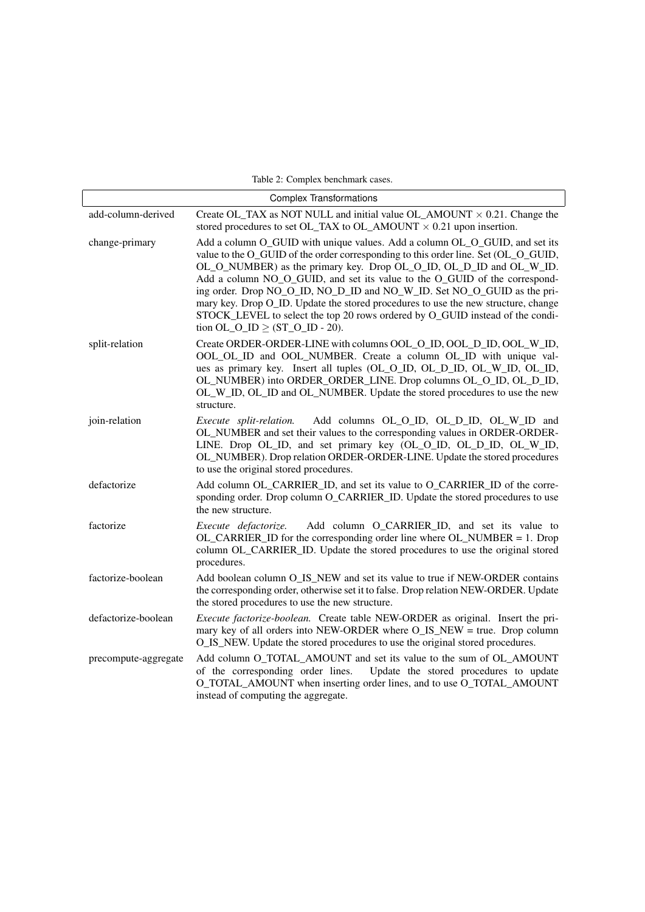Table 2: Complex benchmark cases.

| Complex Transformations | |
|---|---|
| add-column-derived | Create OL_TAX as NOT NULL and initial value OL_AMOUNT $\times$ 0.21. Change the stored procedures to set OL_TAX to OL_AMOUNT $\times$ 0.21 upon insertion. |
| change-primary | Add a column O_GUID with unique values. Add a column OL_O_GUID, and set its value to the O_GUID of the order corresponding to this order line. Set (OL_O_GUID, OL_O_NUMBER) as the primary key. Drop OL_O_ID, OL_D_ID and OL_W_ID. Add a column NO_O_GUID, and set its value to the O_GUID of the corresponding order. Drop NO_O_ID, NO_D_ID and NO_W_ID. Set NO_O_GUID as the primary key. Drop O_ID. Update the stored procedures to use the new structure, change STOCK_LEVEL to select the top 20 rows ordered by O_GUID instead of the condition OL_O_ID $\geq$ (ST_O_ID - 20). |
| split-relation | Create ORDER-ORDER-LINE with columns OOL_O_ID, OOL_D_ID, OOL_W_ID, OOL_OL_ID and OOL_NUMBER. Create a column OL_ID with unique values as primary key. Insert all tuples (OL_O_ID, OL_D_ID, OL_W_ID, OL_ID, OL_NUMBER) into ORDER_ORDER_LINE. Drop columns OL_O_ID, OL_D_ID, OL_W_ID, OL_ID and OL_NUMBER. Update the stored procedures to use the new structure. |
| join-relation | *Execute split-relation.* Add columns OL_O_ID, OL_D_ID, OL_W_ID and OL_NUMBER and set their values to the corresponding values in ORDER-ORDER-LINE. Drop OL_ID, and set primary key (OL_O_ID, OL_D_ID, OL_W_ID, OL_NUMBER). Drop relation ORDER-ORDER-LINE. Update the stored procedures to use the original stored procedures. |
| defactorize | Add column OL_CARRIER_ID, and set its value to O_CARRIER_ID of the corresponding order. Drop column O_CARRIER_ID. Update the stored procedures to use the new structure. |
| factorize | *Execute defactorize.* Add column O_CARRIER_ID, and set its value to OL_CARRIER_ID for the corresponding order line where OL_NUMBER = 1. Drop column OL_CARRIER_ID. Update the stored procedures to use the original stored procedures. |
| factorize-boolean | Add boolean column O_IS_NEW and set its value to true if NEW-ORDER contains the corresponding order, otherwise set it to false. Drop relation NEW-ORDER. Update the stored procedures to use the new structure. |
| defactorize-boolean | *Execute factorize-boolean.* Create table NEW-ORDER as original. Insert the primary key of all orders into NEW-ORDER where O_IS_NEW = true. Drop column O_IS_NEW. Update the stored procedures to use the original stored procedures. |
| precompute-aggregate | Add column O_TOTAL_AMOUNT and set its value to the sum of OL_AMOUNT of the corresponding order lines. Update the stored procedures to update O_TOTAL_AMOUNT when inserting order lines, and to use O_TOTAL_AMOUNT instead of computing the aggregate. |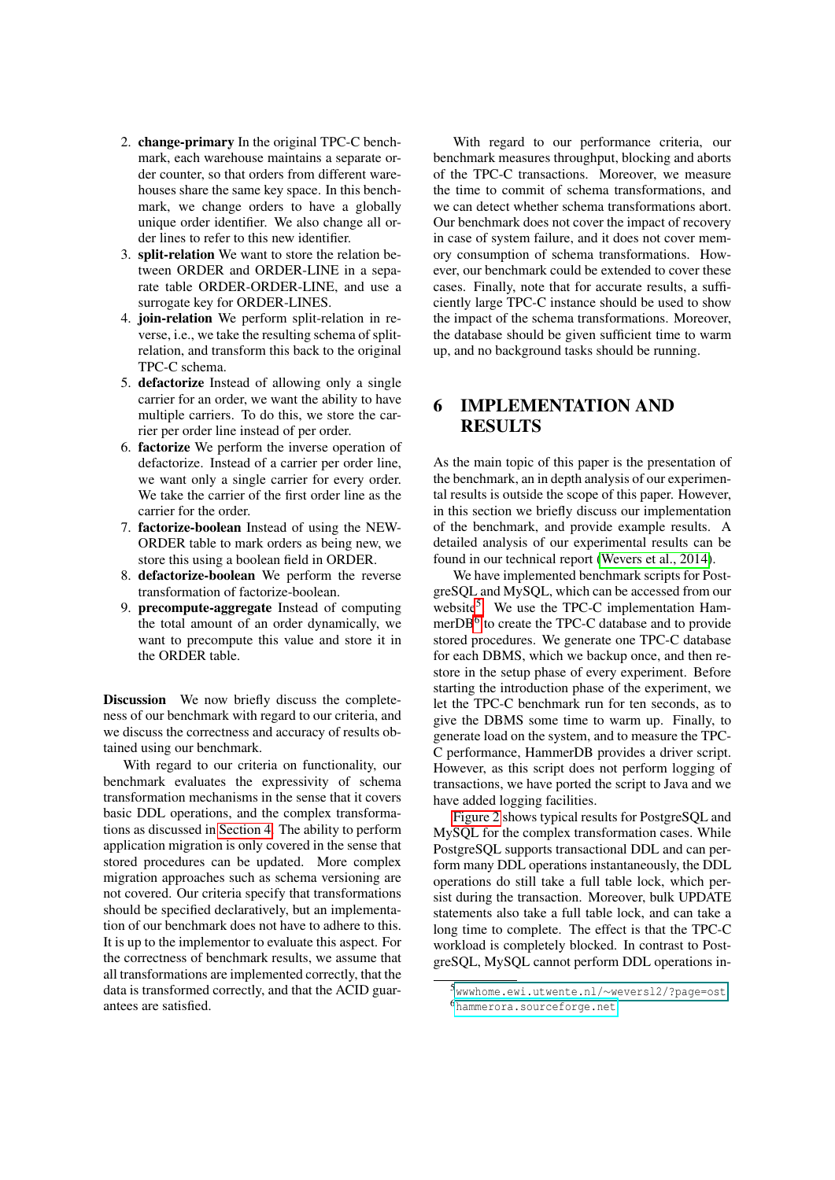2. **change-primary** In the original TPC-C benchmark, each warehouse maintains a separate order counter, so that orders from different warehouses share the same key space. In this benchmark, we change orders to have a globally unique order identifier. We also change all order lines to refer to this new identifier.
3. **split-relation** We want to store the relation between ORDER and ORDER-LINE in a separate table ORDER-ORDER-LINE, and use a surrogate key for ORDER-LINES.
4. **join-relation** We perform split-relation in reverse, i.e., we take the resulting schema of split-relation, and transform this back to the original TPC-C schema.
5. **defactorize** Instead of allowing only a single carrier for an order, we want the ability to have multiple carriers. To do this, we store the carrier per order line instead of per order.
6. **factorize** We perform the inverse operation of defactorize. Instead of a carrier per order line, we want only a single carrier for every order. We take the carrier of the first order line as the carrier for the order.
7. **factorize-boolean** Instead of using the NEW-ORDER table to mark orders as being new, we store this using a boolean field in ORDER.
8. **defactorize-boolean** We perform the reverse transformation of factorize-boolean.
9. **precompute-aggregate** Instead of computing the total amount of an order dynamically, we want to precompute this value and store it in the ORDER table.

**Discussion** We now briefly discuss the completeness of our benchmark with regard to our criteria, and we discuss the correctness and accuracy of results obtained using our benchmark.

With regard to our criteria on functionality, our benchmark evaluates the expressivity of schema transformation mechanisms in the sense that it covers basic DDL operations, and the complex transformations as discussed in Section 4. The ability to perform application migration is only covered in the sense that stored procedures can be updated. More complex migration approaches such as schema versioning are not covered. Our criteria specify that transformations should be specified declaratively, but an implementation of our benchmark does not have to adhere to this. It is up to the implementor to evaluate this aspect. For the correctness of benchmark results, we assume that all transformations are implemented correctly, that the data is transformed correctly, and that the ACID guarantees are satisfied.

With regard to our performance criteria, our benchmark measures throughput, blocking and aborts of the TPC-C transactions. Moreover, we measure the time to commit of schema transformations, and we can detect whether schema transformations abort. Our benchmark does not cover the impact of recovery in case of system failure, and it does not cover memory consumption of schema transformations. However, our benchmark could be extended to cover these cases. Finally, note that for accurate results, a sufficiently large TPC-C instance should be used to show the impact of the schema transformations. Moreover, the database should be given sufficient time to warm up, and no background tasks should be running.

## 6 IMPLEMENTATION AND RESULTS

As the main topic of this paper is the presentation of the benchmark, an in depth analysis of our experimental results is outside the scope of this paper. However, in this section we briefly discuss our implementation of the benchmark, and provide example results. A detailed analysis of our experimental results can be found in our technical report (Wevers et al., 2014).

We have implemented benchmark scripts for PostgreSQL and MySQL, which can be accessed from our website[5]. We use the TPC-C implementation HammerDB[6] to create the TPC-C database and to provide stored procedures. We generate one TPC-C database for each DBMS, which we backup once, and then restore in the setup phase of every experiment. Before starting the introduction phase of the experiment, we let the TPC-C benchmark run for ten seconds, as to give the DBMS some time to warm up. Finally, to generate load on the system, and to measure the TPC-C performance, HammerDB provides a driver script. However, as this script does not perform logging of transactions, we have ported the script to Java and we have added logging facilities.

Figure 2 shows typical results for PostgreSQL and MySQL for the complex transformation cases. While PostgreSQL supports transactional DDL and can perform many DDL operations instantaneously, the DDL operations do still take a full table lock, which persist during the transaction. Moreover, bulk UPDATE statements also take a full table lock, and can take a long time to complete. The effect is that the TPC-C workload is completely blocked. In contrast to PostgreSQL, MySQL cannot perform DDL operations in-

[5] wwwhome.ewi.utwente.nl/~weversl2/?page=ost

[6] hammerora.sourceforge.net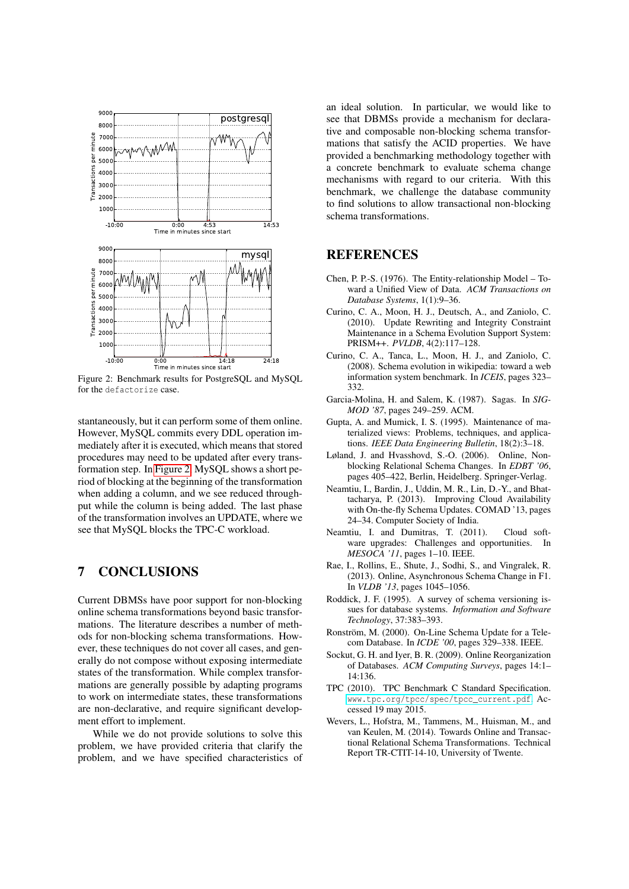9000
8000
7000
6000
5000
4000
3000
2000
1000
Transactions per minute
postgresql
-10:00
0:00
4:53
14:53
Time in minutes since start

9000
8000
7000
6000
5000
4000
3000
2000
1000
Transactions per minute
mysql
-10:00
0:00
14:18
24:18
Time in minutes since start

Figure 2: Benchmark results for PostgreSQL and MySQL for the `defactorize` case.

stantaneously, but it can perform some of them online. However, MySQL commits every DDL operation immediately after it is executed, which means that stored procedures may need to be updated after every transformation step. In Figure 2, MySQL shows a short period of blocking at the beginning of the transformation when adding a column, and we see reduced throughput while the column is being added. The last phase of the transformation involves an UPDATE, where we see that MySQL blocks the TPC-C workload.

# 7 CONCLUSIONS

Current DBMSs have poor support for non-blocking online schema transformations beyond basic transformations. The literature describes a number of methods for non-blocking schema transformations. However, these techniques do not cover all cases, and generally do not compose without exposing intermediate states of the transformation. While complex transformations are generally possible by adapting programs to work on intermediate states, these transformations are non-declarative, and require significant development effort to implement.

While we do not provide solutions to solve this problem, we have provided criteria that clarify the problem, and we have specified characteristics of an ideal solution. In particular, we would like to see that DBMSs provide a mechanism for declarative and composable non-blocking schema transformations that satisfy the ACID properties. We have provided a benchmarking methodology together with a concrete benchmark to evaluate schema change mechanisms with regard to our criteria. With this benchmark, we challenge the database community to find solutions to allow transactional non-blocking schema transformations.

# REFERENCES

Chen, P. P.-S. (1976). The Entity-relationship Model – Toward a Unified View of Data. *ACM Transactions on Database Systems*, 1(1):9–36.

Curino, C. A., Moon, H. J., Deutsch, A., and Zaniolo, C. (2010). Update Rewriting and Integrity Constraint Maintenance in a Schema Evolution Support System: PRISM++. *PVLDB*, 4(2):117–128.

Curino, C. A., Tanca, L., Moon, H. J., and Zaniolo, C. (2008). Schema evolution in wikipedia: toward a web information system benchmark. In *ICEIS*, pages 323–332.

Garcia-Molina, H. and Salem, K. (1987). Sagas. In *SIGMOD '87*, pages 249–259. ACM.

Gupta, A. and Mumick, I. S. (1995). Maintenance of materialized views: Problems, techniques, and applications. *IEEE Data Engineering Bulletin*, 18(2):3–18.

Løland, J. and Hvasshovd, S.-O. (2006). Online, Non-blocking Relational Schema Changes. In *EDBT '06*, pages 405–422, Berlin, Heidelberg. Springer-Verlag.

Neamtiu, I., Bardin, J., Uddin, M. R., Lin, D.-Y., and Bhattacharya, P. (2013). Improving Cloud Availability with On-the-fly Schema Updates. COMAD '13, pages 24–34. Computer Society of India.

Neamtiu, I. and Dumitras, T. (2011). Cloud software upgrades: Challenges and opportunities. In *MESOCA '11*, pages 1–10. IEEE.

Rae, I., Rollins, E., Shute, J., Sodhi, S., and Vingralek, R. (2013). Online, Asynchronous Schema Change in F1. In *VLDB '13*, pages 1045–1056.

Roddick, J. F. (1995). A survey of schema versioning issues for database systems. *Information and Software Technology*, 37:383–393.

Ronström, M. (2000). On-Line Schema Update for a Telecom Database. In *ICDE '00*, pages 329–338. IEEE.

Sockut, G. H. and Iyer, B. R. (2009). Online Reorganization of Databases. *ACM Computing Surveys*, pages 14:1–14:136.

TPC (2010). TPC Benchmark C Standard Specification. www.tpc.org/tpcc/spec/tpcc_current.pdf. Accessed 19 may 2015.

Wevers, L., Hofstra, M., Tammens, M., Huisman, M., and van Keulen, M. (2014). Towards Online and Transactional Relational Schema Transformations. Technical Report TR-CTIT-14-10, University of Twente.